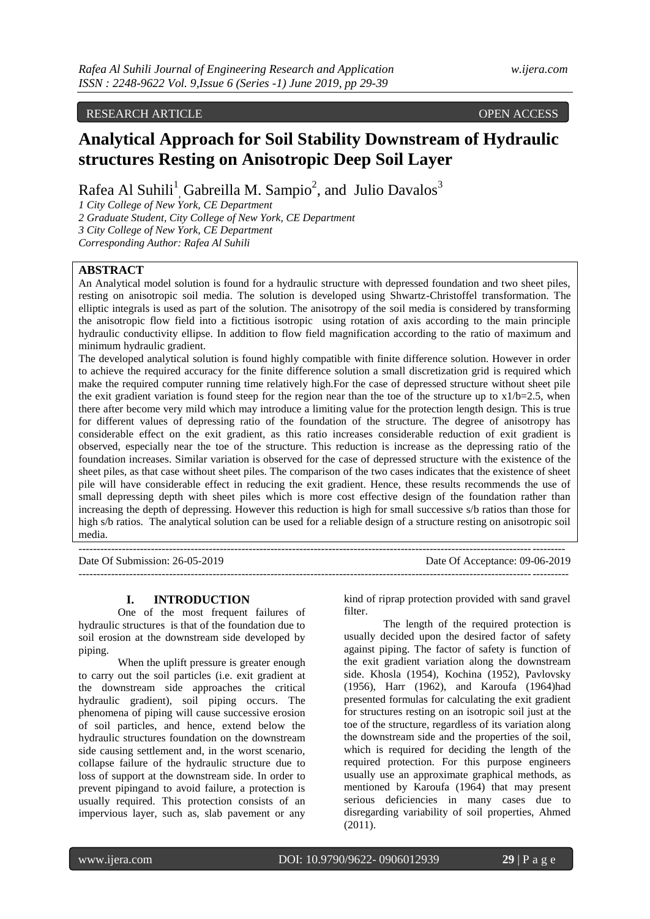RESEARCH ARTICLE OPEN ACCESS

# Analytical Approach for Soil Stability Downstream of Hydraulic structures Resting on Anisotropic Deep Soil Layer

Rafea Al Suhili[1], Gabreilla M. Sampio[2], and Julio Davalos[3]

1 City College of New York, CE Department
2 Graduate Student, City College of New York, CE Department
3 City College of New York, CE Department
Corresponding Author: Rafea Al Suhili

## ABSTRACT

An Analytical model solution is found for a hydraulic structure with depressed foundation and two sheet piles, resting on anisotropic soil media. The solution is developed using Shwartz-Christoffel transformation. The elliptic integrals is used as part of the solution. The anisotropy of the soil media is considered by transforming the anisotropic flow field into a fictitious isotropic using rotation of axis according to the main principle hydraulic conductivity ellipse. In addition to flow field magnification according to the ratio of maximum and minimum hydraulic gradient.

The developed analytical solution is found highly compatible with finite difference solution. However in order to achieve the required accuracy for the finite difference solution a small discretization grid is required which make the required computer running time relatively high.For the case of depressed structure without sheet pile the exit gradient variation is found steep for the region near than the toe of the structure up to $x1/b=2.5$, when there after become very mild which may introduce a limiting value for the protection length design. This is true for different values of depressing ratio of the foundation of the structure. The degree of anisotropy has considerable effect on the exit gradient, as this ratio increases considerable reduction of exit gradient is observed, especially near the toe of the structure. This reduction is increase as the depressing ratio of the foundation increases. Similar variation is observed for the case of depressed structure with the existence of the sheet piles, as that case without sheet piles. The comparison of the two cases indicates that the existence of sheet pile will have considerable effect in reducing the exit gradient. Hence, these results recommends the use of small depressing depth with sheet piles which is more cost effective design of the foundation rather than increasing the depth of depressing. However this reduction is high for small successive s/b ratios than those for high s/b ratios. The analytical solution can be used for a reliable design of a structure resting on anisotropic soil media.

---

Date Of Submission: 26-05-2019 Date Of Acceptance: 09-06-2019

---

## I. INTRODUCTION

One of the most frequent failures of hydraulic structures is that of the foundation due to soil erosion at the downstream side developed by piping.

When the uplift pressure is greater enough to carry out the soil particles (i.e. exit gradient at the downstream side approaches the critical hydraulic gradient), soil piping occurs. The phenomena of piping will cause successive erosion of soil particles, and hence, extend below the hydraulic structures foundation on the downstream side causing settlement and, in the worst scenario, collapse failure of the hydraulic structure due to loss of support at the downstream side. In order to prevent pipingand to avoid failure, a protection is usually required. This protection consists of an impervious layer, such as, slab pavement or any kind of riprap protection provided with sand gravel filter.

The length of the required protection is usually decided upon the desired factor of safety against piping. The factor of safety is function of the exit gradient variation along the downstream side. Khosla (1954), Kochina (1952), Pavlovsky (1956), Harr (1962), and Karoufa (1964)had presented formulas for calculating the exit gradient for structures resting on an isotropic soil just at the toe of the structure, regardless of its variation along the downstream side and the properties of the soil, which is required for deciding the length of the required protection. For this purpose engineers usually use an approximate graphical methods, as mentioned by Karoufa (1964) that may present serious deficiencies in many cases due to disregarding variability of soil properties, Ahmed (2011).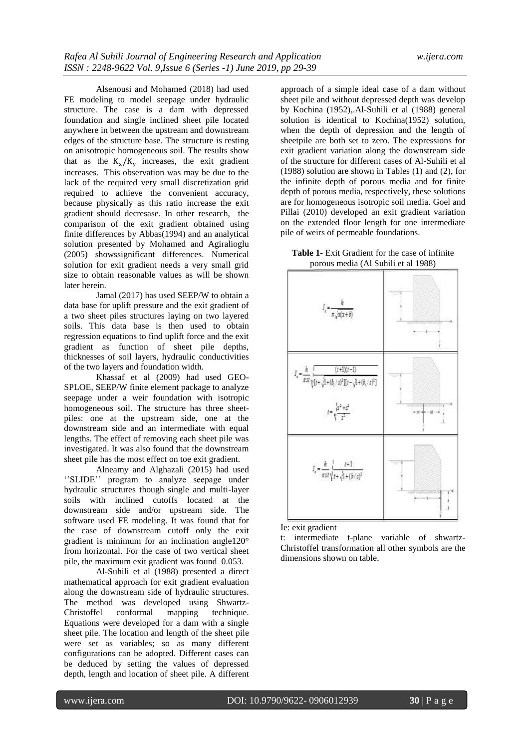Alsenousi and Mohamed (2018) had used FE modeling to model seepage under hydraulic structure. The case is a dam with depressed foundation and single inclined sheet pile located anywhere in between the upstream and downstream edges of the structure base. The structure is resting on anisotropic homogeneous soil. The results show that as the $K_x/K_y$ increases, the exit gradient increases. This observation was may be due to the lack of the required very small discretization grid required to achieve the convenient accuracy, because physically as this ratio increase the exit gradient should decrease. In other research, the comparison of the exit gradient obtained using finite differences by Abbas(1994) and an analytical solution presented by Mohamed and Agiralioglu (2005) showssignificant differences. Numerical solution for exit gradient needs a very small grid size to obtain reasonable values as will be shown later herein.

Jamal (2017) has used SEEP/W to obtain a data base for uplift pressure and the exit gradient of a two sheet piles structures laying on two layered soils. This data base is then used to obtain regression equations to find uplift force and the exit gradient as function of sheet pile depths, thicknesses of soil layers, hydraulic conductivities of the two layers and foundation width.

Khassaf et al (2009) had used GEO-SPLOE, SEEP/W finite element package to analyze seepage under a weir foundation with isotropic homogeneous soil. The structure has three sheet-piles: one at the upstream side, one at the downstream side and an intermediate with equal lengths. The effect of removing each sheet pile was investigated. It was also found that the downstream sheet pile has the most effect on toe exit gradient.

Alneamy and Alghazali (2015) had used ''SLIDE'' program to analyze seepage under hydraulic structures though single and multi-layer soils with inclined cutoffs located at the downstream side and/or upstream side. The software used FE modeling. It was found that for the case of downstream cutoff only the exit gradient is minimum for an inclination angle120° from horizontal. For the case of two vertical sheet pile, the maximum exit gradient was found 0.053.

Al-Suhili et al (1988) presented a direct mathematical approach for exit gradient evaluation along the downstream side of hydraulic structures. The method was developed using Shwartz-Christoffel conformal mapping technique. Equations were developed for a dam with a single sheet pile. The location and length of the sheet pile were set as variables; so as many different configurations can be adopted. Different cases can be deduced by setting the values of depressed depth, length and location of sheet pile. A different approach of a simple ideal case of a dam without sheet pile and without depressed depth was develop by Kochina (1952),.Al-Suhili et al (1988) general solution is identical to Kochina(1952) solution, when the depth of depression and the length of sheetpile are both set to zero. The expressions for exit gradient variation along the downstream side of the structure for different cases of Al-Suhili et al (1988) solution are shown in Tables (1) and (2), for the infinite depth of porous media and for finite depth of porous media, respectively, these solutions are for homogeneous isotropic soil media. Goel and Pillai (2010) developed an exit gradient variation on the extended floor length for one intermediate pile of weirs of permeable foundations.

**Table 1**- Exit Gradient for the case of infinite porous media (Al Suhili et al 1988)

| Exit gradient | Configuration |
|---|---|
| $I_e = \dfrac{h}{\pi\sqrt{x(x+b)}}$ | |
| $I_e = \dfrac{h}{\pi z t}\sqrt{\dfrac{(t+1)(t-1)}{[t+\sqrt{1+(b_1/z)^2}][t-\sqrt{1+(b_2/z)^2}]}}$ <br> $t = \sqrt{\dfrac{x^2+z^2}{z^2}}$ | |
| $I_e = \dfrac{h}{\pi z t}\sqrt{\dfrac{t+1}{t+\sqrt{1+(b/z)^2}}}$ | |

Ie: exit gradient

t: intermediate t-plane variable of shwartz-Christoffel transformation all other symbols are the dimensions shown on table.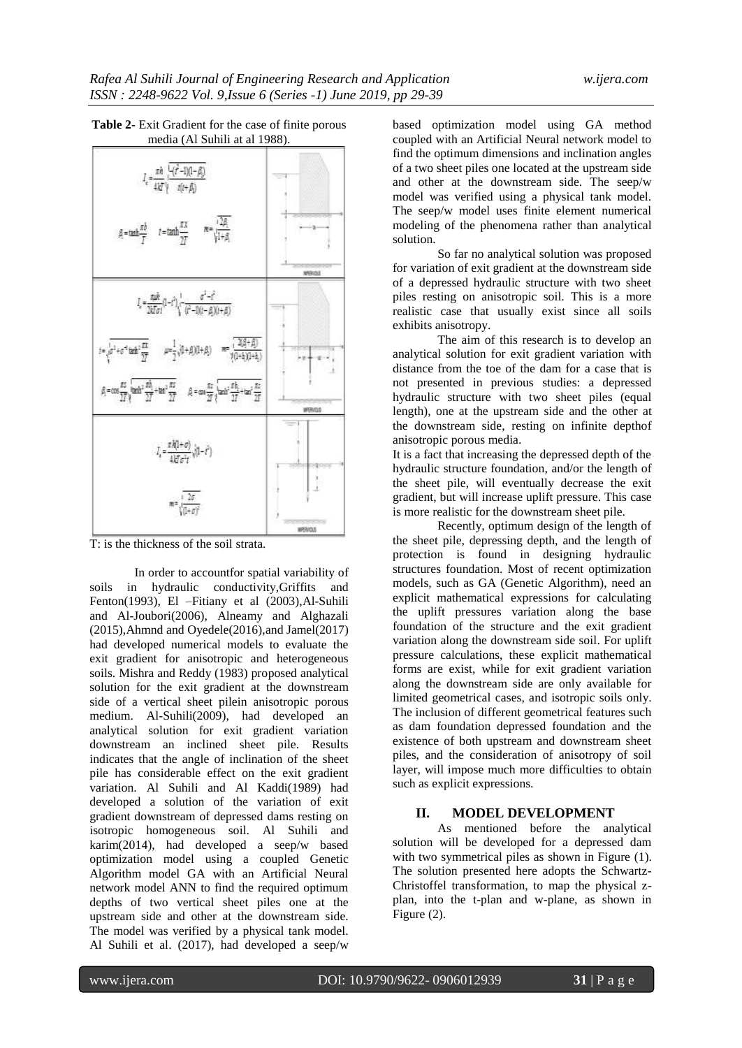**Table 2-** Exit Gradient for the case of finite porous media (Al Suhili at al 1988).

| Equations | Case |
|---|---|
| $I_e = \frac{\pi h}{4kT} \sqrt{\frac{(t^2-1)(1-\beta)}{t(t+\beta)}}$ <br> $\beta = \tanh\frac{\pi b}{T}$ $\quad t = \tanh\frac{\pi x}{2T}$ $\quad m = \sqrt{\frac{2\beta}{1+\beta}}$ | |
| $I_e = \frac{\pi \mu h}{2kT\sigma 1}(1-t^2)\sqrt{\frac{\sigma^2 - t^2}{(t^2-1)(t-\beta)(t+\beta)}}$ <br> $t = \sqrt{\sigma^2 + \sigma^2 \tanh^2\frac{\pi x}{2T}}$ $\quad \mu = \frac{1}{2}\sqrt{(1+\beta)(1+\beta)}$ $\quad m = \sqrt{\frac{2(\beta+\beta)}{\gamma(1+\lambda)(1+\lambda)}}$ <br> $\beta_1 = \cos\frac{\pi s}{2T}\sqrt{\tanh^2\frac{\pi b}{2T} + \tan^2\frac{\pi s}{2T}}$ $\quad \beta_2 = \cos\frac{\pi s}{2T}\sqrt{\tanh^2\frac{\pi b}{2T} + \tan^2\frac{\pi s}{2T}}$ | |
| $I_e = \frac{\pi h(1+\sigma)}{4kT\sigma^2 t}\sqrt{(1-t^2)}$ <br> $m = \sqrt{\frac{2\sigma}{(1+\sigma)^2}}$ | |

T: is the thickness of the soil strata.

In order to accountfor spatial variability of soils in hydraulic conductivity,Griffits and Fenton(1993), El –Fitiany et al (2003),Al-Suhili and Al-Joubori(2006), Alneamy and Alghazali (2015),Ahmnd and Oyedele(2016),and Jamel(2017) had developed numerical models to evaluate the exit gradient for anisotropic and heterogeneous soils. Mishra and Reddy (1983) proposed analytical solution for the exit gradient at the downstream side of a vertical sheet pilein anisotropic porous medium. Al-Suhili(2009), had developed an analytical solution for exit gradient variation downstream an inclined sheet pile. Results indicates that the angle of inclination of the sheet pile has considerable effect on the exit gradient variation. Al Suhili and Al Kaddi(1989) had developed a solution of the variation of exit gradient downstream of depressed dams resting on isotropic homogeneous soil. Al Suhili and karim(2014), had developed a seep/w based optimization model using a coupled Genetic Algorithm model GA with an Artificial Neural network model ANN to find the required optimum depths of two vertical sheet piles one at the upstream side and other at the downstream side. The model was verified by a physical tank model. Al Suhili et al. (2017), had developed a seep/w based optimization model using GA method coupled with an Artificial Neural network model to find the optimum dimensions and inclination angles of a two sheet piles one located at the upstream side and other at the downstream side. The seep/w model was verified using a physical tank model. The seep/w model uses finite element numerical modeling of the phenomena rather than analytical solution.

So far no analytical solution was proposed for variation of exit gradient at the downstream side of a depressed hydraulic structure with two sheet piles resting on anisotropic soil. This is a more realistic case that usually exist since all soils exhibits anisotropy.

The aim of this research is to develop an analytical solution for exit gradient variation with distance from the toe of the dam for a case that is not presented in previous studies: a depressed hydraulic structure with two sheet piles (equal length), one at the upstream side and the other at the downstream side, resting on infinite depthof anisotropic porous media.

It is a fact that increasing the depressed depth of the hydraulic structure foundation, and/or the length of the sheet pile, will eventually decrease the exit gradient, but will increase uplift pressure. This case is more realistic for the downstream sheet pile.

Recently, optimum design of the length of the sheet pile, depressing depth, and the length of protection is found in designing hydraulic structures foundation. Most of recent optimization models, such as GA (Genetic Algorithm), need an explicit mathematical expressions for calculating the uplift pressures variation along the base foundation of the structure and the exit gradient variation along the downstream side soil. For uplift pressure calculations, these explicit mathematical forms are exist, while for exit gradient variation along the downstream side are only available for limited geometrical cases, and isotropic soils only. The inclusion of different geometrical features such as dam foundation depressed foundation and the existence of both upstream and downstream sheet piles, and the consideration of anisotropy of soil layer, will impose much more difficulties to obtain such as explicit expressions.

## II. MODEL DEVELOPMENT

As mentioned before the analytical solution will be developed for a depressed dam with two symmetrical piles as shown in Figure (1). The solution presented here adopts the Schwartz-Christoffel transformation, to map the physical z-plan, into the t-plan and w-plane, as shown in Figure (2).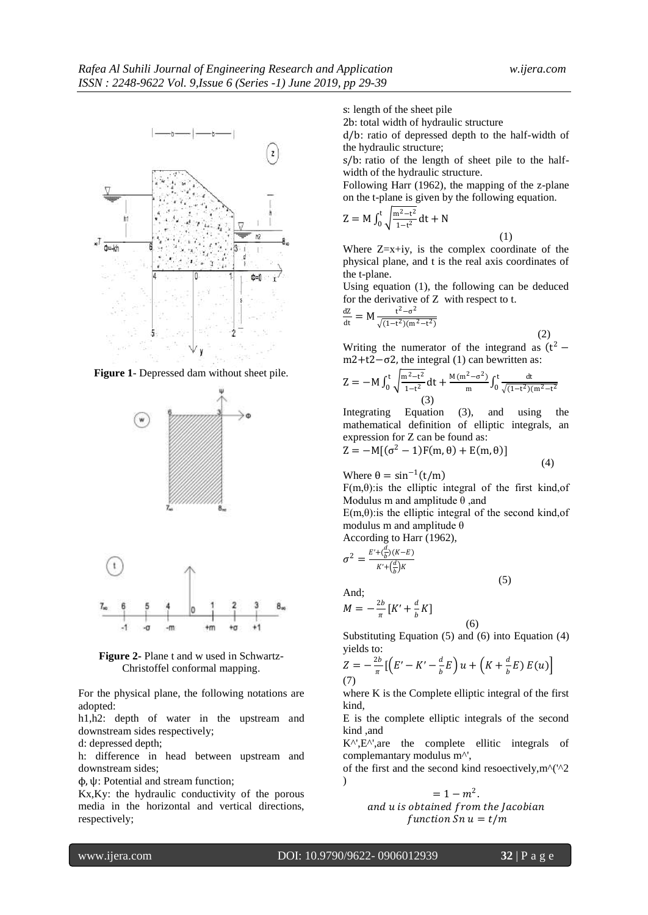**Figure 1**- Depressed dam without sheet pile.

**Figure 2**- Plane t and w used in Schwartz-Christoffel conformal mapping.

For the physical plane, the following notations are adopted:

h1,h2: depth of water in the upstream and downstream sides respectively;

d: depressed depth;

h: difference in head between upstream and downstream sides;

ϕ, ψ: Potential and stream function;

Kx,Ky: the hydraulic conductivity of the porous media in the horizontal and vertical directions, respectively;

s: length of the sheet pile

2b: total width of hydraulic structure

d/b: ratio of depressed depth to the half-width of the hydraulic structure;

s/b: ratio of the length of sheet pile to the half-width of the hydraulic structure.

Following Harr (1962), the mapping of the z-plane on the t-plane is given by the following equation.

$$Z = M\int_0^t \sqrt{\frac{m^2-t^2}{1-t^2}}\,dt + N \tag{1}$$

Where Z=x+iy, is the complex coordinate of the physical plane, and t is the real axis coordinates of the t-plane.

Using equation (1), the following can be deduced for the derivative of Z with respect to t.

$$\frac{dZ}{dt} = M\frac{t^2-\sigma^2}{\sqrt{(1-t^2)(m^2-t^2)}} \tag{2}$$

Writing the numerator of the integrand as $(t^2 - m2+t2-\sigma2$, the integral (1) can bewritten as:

$$Z = -M\int_0^t \sqrt{\frac{m^2-t^2}{1-t^2}}\,dt + \frac{M(m^2-\sigma^2)}{m}\int_0^t \frac{dt}{\sqrt{(1-t^2)(m^2-t^2}} \tag{3}$$

Integrating Equation (3), and using the mathematical definition of elliptic integrals, an expression for Z can be found as:

$$Z = -M[(\sigma^2-1)F(m,\theta) + E(m,\theta)] \tag{4}$$

Where $\theta = \sin^{-1}(t/m)$

F(m,θ):is the elliptic integral of the first kind,of Modulus m and amplitude θ ,and

E(m,θ):is the elliptic integral of the second kind,of modulus m and amplitude θ

According to Harr (1962),

$$\sigma^2 = \frac{E' + \left(\frac{d}{b}\right)(K-E)}{K' + \left(\frac{d}{b}\right)K} \tag{5}$$

And;

$$M = -\frac{2b}{\pi}\left[K' + \frac{d}{b}K\right] \tag{6}$$

Substituting Equation (5) and (6) into Equation (4) yields to:

$$Z = -\frac{2b}{\pi}\left[\left(E' - K' - \frac{d}{b}E\right)u + \left(K + \frac{d}{b}E\right)E(u)\right] \tag{7}$$

where K is the Complete elliptic integral of the first kind,

E is the complete elliptic integrals of the second kind ,and

K^',E^',are the complete ellitic integrals of complemantary modulus m^',

of the first and the second kind resoectively,m^('^2 )

$$= 1 - m^2.$$

*and u is obtained from the Jacobian function* $Sn\,u = t/m$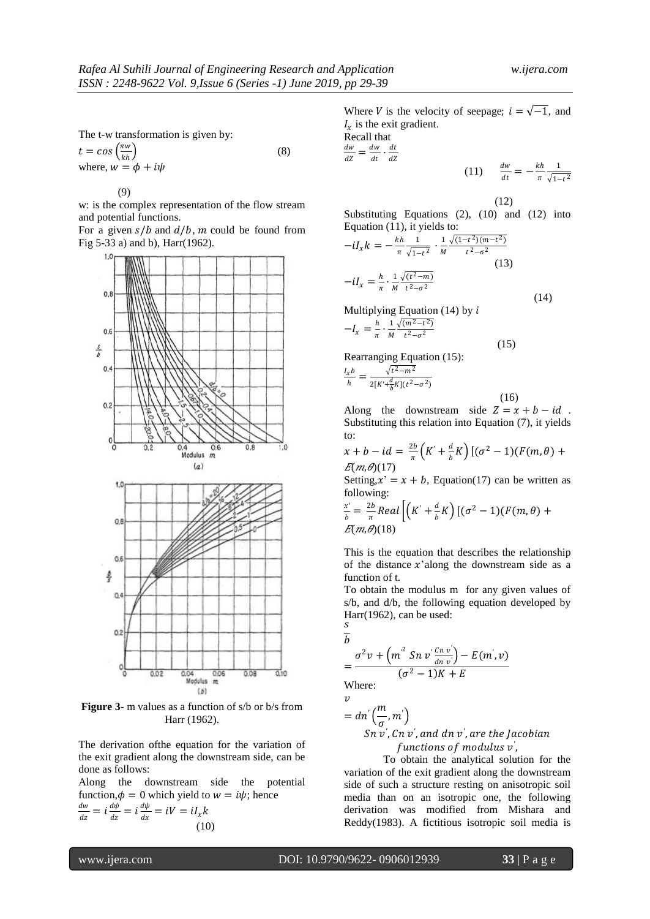The t-w transformation is given by:

$$t = \cos\left(\frac{\pi w}{kh}\right) \quad (8)$$

where, $w = \phi + i\psi$

(9)

w: is the complex representation of the flow stream and potential functions.

For a given $s/b$ and $d/b$, $m$ could be found from Fig 5-33 a) and b), Harr(1962).

**Figure 3-** m values as a function of s/b or b/s from Harr (1962).

The derivation ofthe equation for the variation of the exit gradient along the downstream side, can be done as follows:

Along the downstream side the potential function, $\phi = 0$ which yield to $w = i\psi$; hence

$$\frac{dw}{dz} = i\frac{d\psi}{dz} = i\frac{d\psi}{dx} = iV = iI_x k \quad (10)$$

Where $V$ is the velocity of seepage; $i = \sqrt{-1}$, and $I_x$ is the exit gradient.

Recall that

$$\frac{dw}{dZ} = \frac{dw}{dt} \cdot \frac{dt}{dZ} \quad (11)$$

$$\frac{dw}{dt} = -\frac{kh}{\pi}\frac{1}{\sqrt{1-t^2}} \quad (12)$$

Substituting Equations (2), (10) and (12) into Equation (11), it yields to:

$$-iI_x k = -\frac{kh}{\pi}\frac{1}{\sqrt{1-t^2}} \cdot \frac{1}{M}\frac{\sqrt{(1-t^2)(m-t^2)}}{t^2-\sigma^2} \quad (13)$$

$$-iI_x = \frac{h}{\pi} \cdot \frac{1}{M}\frac{\sqrt{(t^2-m)}}{t^2-\sigma^2} \quad (14)$$

Multiplying Equation (14) by $i$

$$-I_x = \frac{h}{\pi} \cdot \frac{1}{M}\frac{\sqrt{(m^2-t^2)}}{t^2-\sigma^2} \quad (15)$$

Rearranging Equation (15):

$$\frac{I_x b}{h} = \frac{\sqrt{t^2-m^2}}{2[K'+\frac{d}{b}K](t^2-\sigma^2)} \quad (16)$$

Along the downstream side $Z = x + b - id$ . Substituting this relation into Equation (7), it yields to:

$$x + b - id = \frac{2b}{\pi}\left(K' + \frac{d}{b}K\right)[(\sigma^2 - 1)(F(m,\theta) + E(m,\theta) \quad (17)$$

Setting, $x' = x + b$, Equation(17) can be written as following:

$$\frac{x'}{b} = \frac{2b}{\pi}Real\left[\left(K' + \frac{d}{b}K\right)[(\sigma^2 - 1)(F(m,\theta) + E(m,\theta)\right] \quad (18)$$

This is the equation that describes the relationship of the distance $x'$along the downstream side as a function of t.

To obtain the modulus m for any given values of s/b, and d/b, the following equation developed by Harr(1962), can be used:

$$\frac{s}{b} = \frac{\sigma^2 v + \left(m'^2\, Sn\, v'\,\frac{Cn\, v'}{dn\, v'}\right) - E(m', v)}{(\sigma^2 - 1)K + E}$$

Where:

$$v = dn'\left(\frac{m}{\sigma}, m'\right)$$

$Sn\, v'$, $Cn\, v'$, and $dn\, v'$, are the Jacobian functions of modulus $v'$,

To obtain the analytical solution for the variation of the exit gradient along the downstream side of such a structure resting on anisotropic soil media than on an isotropic one, the following derivation was modified from Mishara and Reddy(1983). A fictitious isotropic soil media is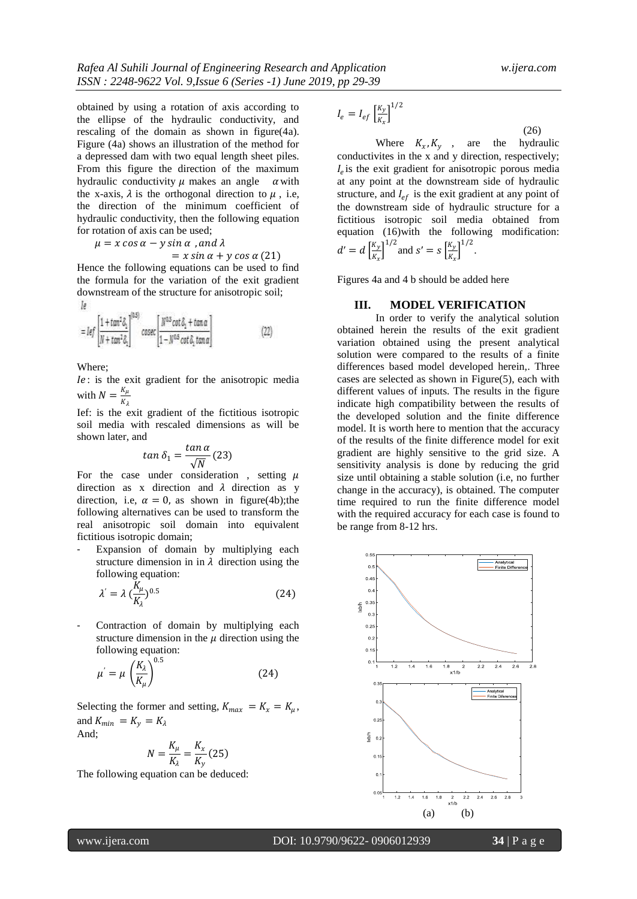obtained by using a rotation of axis according to the ellipse of the hydraulic conductivity, and rescaling of the domain as shown in figure(4a). Figure (4a) shows an illustration of the method for a depressed dam with two equal length sheet piles. From this figure the direction of the maximum hydraulic conductivity $\mu$ makes an angle $\alpha$ with the x-axis, $\lambda$ is the orthogonal direction to $\mu$ , i.e, the direction of the minimum coefficient of hydraulic conductivity, then the following equation for rotation of axis can be used;

$$\mu = x\cos\alpha - y\sin\alpha \text{ , and } \lambda = x\sin\alpha + y\cos\alpha \quad (21)$$

Hence the following equations can be used to find the formula for the variation of the exit gradient downstream of the structure for anisotropic soil;

$$Ie = Ief\left[\frac{1+\tan^2\delta_1}{N+\tan^2\delta_1}\right]^{0.5} cosec\left[\frac{N^{0.5}\cot\delta_1+\tan\alpha}{1-N^{0.5}\cot\delta_1\tan\alpha}\right] \quad (22)$$

Where;

$Ie$ : is the exit gradient for the anisotropic media with $N = \frac{K_\mu}{K_\lambda}$

Ief: is the exit gradient of the fictitious isotropic soil media with rescaled dimensions as will be shown later, and

$$\tan\delta_1 = \frac{\tan\alpha}{\sqrt{N}} \quad (23)$$

For the case under consideration , setting $\mu$ direction as x direction and $\lambda$ direction as y direction, i.e, $\alpha = 0$, as shown in figure(4b);the following alternatives can be used to transform the real anisotropic soil domain into equivalent fictitious isotropic domain;

- Expansion of domain by multiplying each structure dimension in in $\lambda$ direction using the following equation:

$$\lambda' = \lambda\left(\frac{K_\mu}{K_\lambda}\right)^{0.5} \quad (24)$$

- Contraction of domain by multiplying each structure dimension in the $\mu$ direction using the following equation:

$$\mu' = \mu\left(\frac{K_\lambda}{K_\mu}\right)^{0.5} \quad (24)$$

Selecting the former and setting, $K_{max} = K_x = K_\mu$, and $K_{min} = K_y = K_\lambda$

And;

$$N = \frac{K_\mu}{K_\lambda} = \frac{K_x}{K_y} \quad (25)$$

The following equation can be deduced:

$$I_e = I_{ef}\left[\frac{K_y}{K_x}\right]^{1/2} \quad (26)$$

Where $K_x, K_y$ , are the hydraulic conductivites in the x and y direction, respectively; $I_e$ is the exit gradient for anisotropic porous media at any point at the downstream side of hydraulic structure, and $I_{ef}$ is the exit gradient at any point of the downstream side of hydraulic structure for a fictitious isotropic soil media obtained from equation (16)with the following modification: $d' = d\left[\frac{K_y}{K_x}\right]^{1/2}$ and $s' = s\left[\frac{K_y}{K_x}\right]^{1/2}$.

Figures 4a and 4 b should be added here

## III. MODEL VERIFICATION

In order to verify the analytical solution obtained herein the results of the exit gradient variation obtained using the present analytical solution were compared to the results of a finite differences based model developed herein,. Three cases are selected as shown in Figure(5), each with different values of inputs. The results in the figure indicate high compatibility between the results of the developed solution and the finite difference model. It is worth here to mention that the accuracy of the results of the finite difference model for exit gradient are highly sensitive to the grid size. A sensitivity analysis is done by reducing the grid size until obtaining a stable solution (i.e, no further change in the accuracy), is obtained. The computer time required to run the finite difference model with the required accuracy for each case is found to be range from 8-12 hrs.

(a) (b)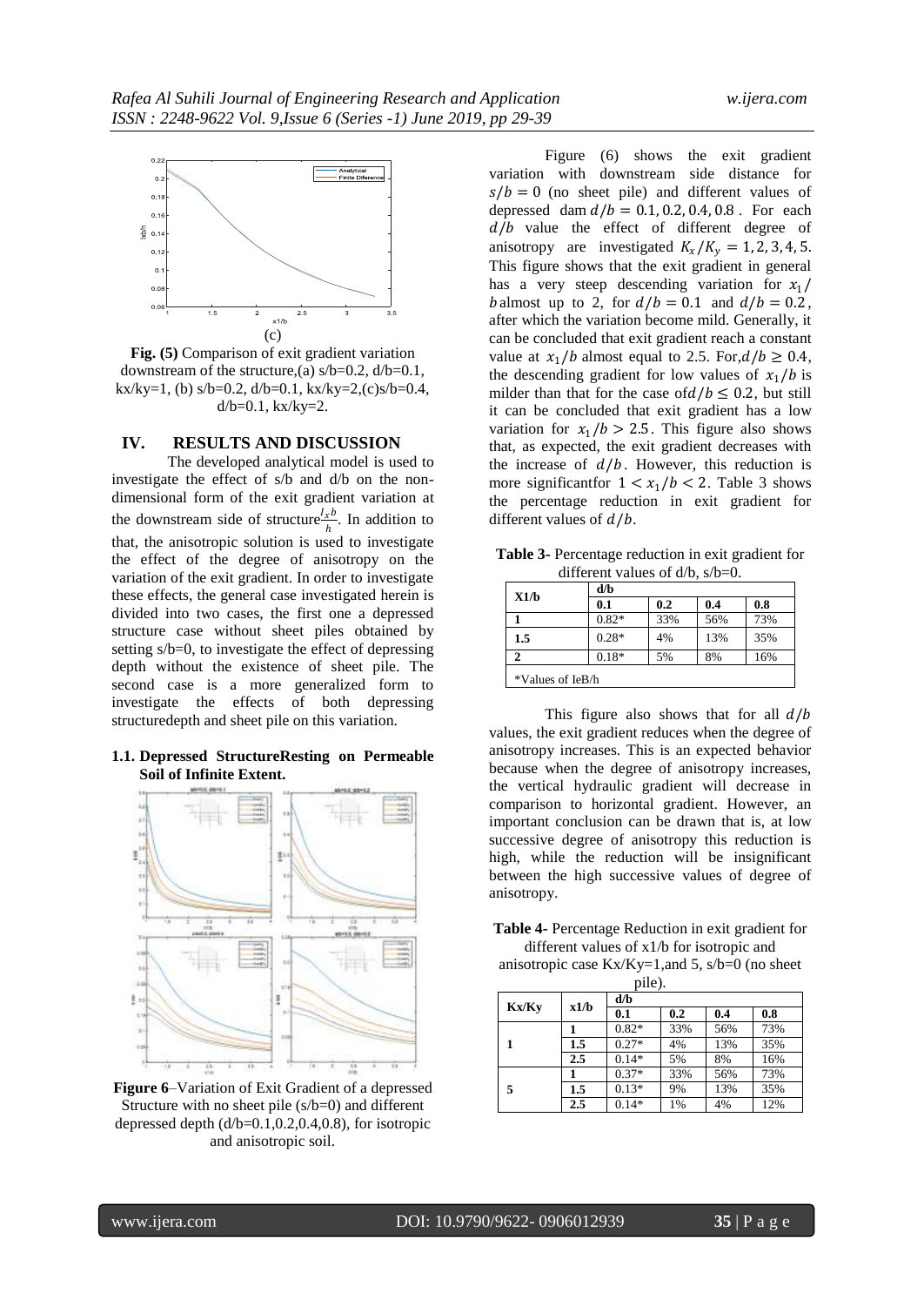**Fig. (5)** Comparison of exit gradient variation downstream of the structure,(a) s/b=0.2, d/b=0.1, kx/ky=1, (b) s/b=0.2, d/b=0.1, kx/ky=2,(c)s/b=0.4, d/b=0.1, kx/ky=2.

## IV. RESULTS AND DISCUSSION

The developed analytical model is used to investigate the effect of s/b and d/b on the non-dimensional form of the exit gradient variation at the downstream side of structure $\frac{I_x b}{h}$. In addition to that, the anisotropic solution is used to investigate the effect of the degree of anisotropy on the variation of the exit gradient. In order to investigate these effects, the general case investigated herein is divided into two cases, the first one a depressed structure case without sheet piles obtained by setting s/b=0, to investigate the effect of depressing depth without the existence of sheet pile. The second case is a more generalized form to investigate the effects of both depressing structuredepth and sheet pile on this variation.

### 1.1. Depressed StructureResting on Permeable Soil of Infinite Extent.

**Figure 6**–Variation of Exit Gradient of a depressed Structure with no sheet pile (s/b=0) and different depressed depth (d/b=0.1,0.2,0.4,0.8), for isotropic and anisotropic soil.

Figure (6) shows the exit gradient variation with downstream side distance for $s/b = 0$ (no sheet pile) and different values of depressed dam $d/b = 0.1, 0.2, 0.4, 0.8$ . For each $d/b$ value the effect of different degree of anisotropy are investigated $K_x/K_y = 1, 2, 3, 4, 5$. This figure shows that the exit gradient in general has a very steep descending variation for $x_1/b$ almost up to 2, for $d/b = 0.1$ and $d/b = 0.2$, after which the variation become mild. Generally, it can be concluded that exit gradient reach a constant value at $x_1/b$ almost equal to 2.5. For,$d/b \geq 0.4$, the descending gradient for low values of $x_1/b$ is milder than that for the case of$d/b \leq 0.2$, but still it can be concluded that exit gradient has a low variation for $x_1/b > 2.5$. This figure also shows that, as expected, the exit gradient decreases with the increase of $d/b$. However, this reduction is more significantfor $1 < x_1/b < 2$. Table 3 shows the percentage reduction in exit gradient for different values of $d/b$.

**Table 3-** Percentage reduction in exit gradient for different values of d/b, s/b=0.

| X1/b | d/b | | | |
|---|---|---|---|---|
| | 0.1 | 0.2 | 0.4 | 0.8 |
| 1 | 0.82* | 33% | 56% | 73% |
| 1.5 | 0.28* | 4% | 13% | 35% |
| 2 | 0.18* | 5% | 8% | 16% |

*Values of IeB/h

This figure also shows that for all $d/b$ values, the exit gradient reduces when the degree of anisotropy increases. This is an expected behavior because when the degree of anisotropy increases, the vertical hydraulic gradient will decrease in comparison to horizontal gradient. However, an important conclusion can be drawn that is, at low successive degree of anisotropy this reduction is high, while the reduction will be insignificant between the high successive values of degree of anisotropy.

**Table 4-** Percentage Reduction in exit gradient for different values of x1/b for isotropic and anisotropic case Kx/Ky=1,and 5, s/b=0 (no sheet pile).

| Kx/Ky | x1/b | d/b | | | |
|---|---|---|---|---|---|
| | | 0.1 | 0.2 | 0.4 | 0.8 |
| 1 | 1 | 0.82* | 33% | 56% | 73% |
| | 1.5 | 0.27* | 4% | 13% | 35% |
| | 2.5 | 0.14* | 5% | 8% | 16% |
| 5 | 1 | 0.37* | 33% | 56% | 73% |
| | 1.5 | 0.13* | 9% | 13% | 35% |
| | 2.5 | 0.14* | 1% | 4% | 12% |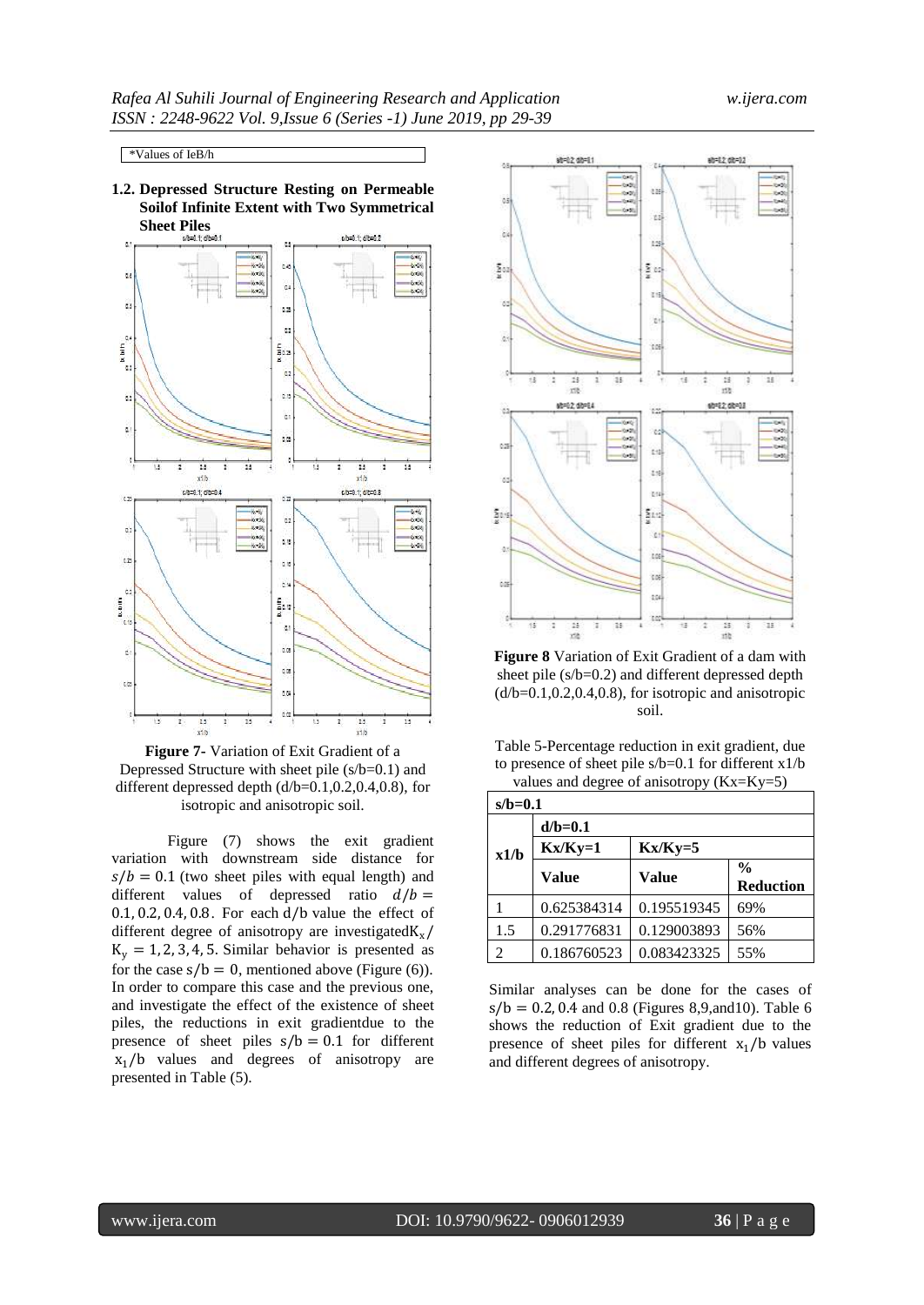*Values of IeB/h

**1.2. Depressed Structure Resting on Permeable Soilof Infinite Extent with Two Symmetrical Sheet Piles**

**Figure 7**- Variation of Exit Gradient of a Depressed Structure with sheet pile (s/b=0.1) and different depressed depth (d/b=0.1,0.2,0.4,0.8), for isotropic and anisotropic soil.

Figure (7) shows the exit gradient variation with downstream side distance for $s/b = 0.1$ (two sheet piles with equal length) and different values of depressed ratio $d/b = 0.1, 0.2, 0.4, 0.8$. For each $d/b$ value the effect of different degree of anisotropy are investigated$K_x/K_y = 1, 2, 3, 4, 5$. Similar behavior is presented as for the case $s/b = 0$, mentioned above (Figure (6)). In order to compare this case and the previous one, and investigate the effect of the existence of sheet piles, the reductions in exit gradientdue to the presence of sheet piles $s/b = 0.1$ for different $x_1/b$ values and degrees of anisotropy are presented in Table (5).

**Figure 8** Variation of Exit Gradient of a dam with sheet pile (s/b=0.2) and different depressed depth (d/b=0.1,0.2,0.4,0.8), for isotropic and anisotropic soil.

Table 5-Percentage reduction in exit gradient, due to presence of sheet pile s/b=0.1 for different x1/b values and degree of anisotropy (Kx=Ky=5)

| s/b=0.1 | | | |
|---|---|---|---|
| x1/b | d/b=0.1 | | |
| | Kx/Ky=1 | Kx/Ky=5 | |
| | Value | Value | % Reduction |
| 1 | 0.625384314 | 0.195519345 | 69% |
| 1.5 | 0.291776831 | 0.129003893 | 56% |
| 2 | 0.186760523 | 0.083423325 | 55% |

Similar analyses can be done for the cases of $s/b = 0.2, 0.4$ and 0.8 (Figures 8,9,and10). Table 6 shows the reduction of Exit gradient due to the presence of sheet piles for different $x_1/b$ values and different degrees of anisotropy.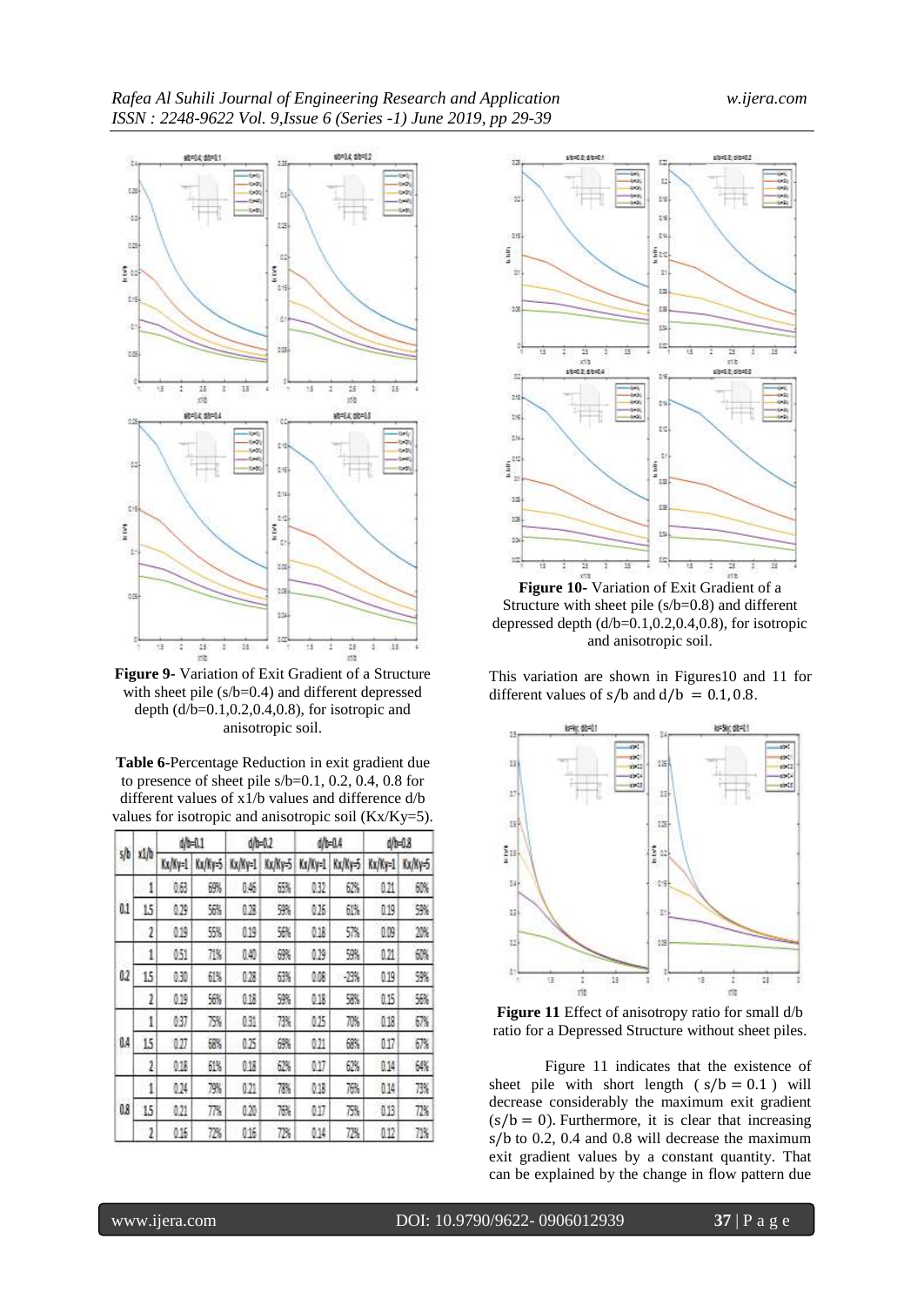**Figure 9-** Variation of Exit Gradient of a Structure with sheet pile (s/b=0.4) and different depressed depth (d/b=0.1,0.2,0.4,0.8), for isotropic and anisotropic soil.

**Table 6**-Percentage Reduction in exit gradient due to presence of sheet pile s/b=0.1, 0.2, 0.4, 0.8 for different values of x1/b values and difference d/b values for isotropic and anisotropic soil (Kx/Ky=5).

| s/b | x1/b | d/b=0.1 | | d/b=0.2 | | d/b=0.4 | | d/b=0.8 | |
|---|---|---|---|---|---|---|---|---|---|
| | | Kx/Ky=1 | Kx/Ky=5 | Kx/Ky=1 | Kx/Ky=5 | Kx/Ky=1 | Kx/Ky=5 | Kx/Ky=1 | Kx/Ky=5 |
| 0.1 | 1 | 0.63 | 69% | 0.46 | 65% | 0.32 | 62% | 0.21 | 60% |
| | 1.5 | 0.29 | 56% | 0.28 | 59% | 0.26 | 61% | 0.19 | 59% |
| | 2 | 0.19 | 55% | 0.19 | 56% | 0.18 | 57% | 0.09 | 20% |
| 0.2 | 1 | 0.51 | 71% | 0.40 | 69% | 0.29 | 59% | 0.21 | 60% |
| | 1.5 | 0.30 | 61% | 0.28 | 63% | 0.08 | -23% | 0.19 | 59% |
| | 2 | 0.19 | 56% | 0.18 | 59% | 0.18 | 58% | 0.15 | 56% |
| 0.4 | 1 | 0.37 | 75% | 0.31 | 73% | 0.25 | 70% | 0.18 | 67% |
| | 1.5 | 0.27 | 68% | 0.25 | 69% | 0.21 | 68% | 0.17 | 67% |
| | 2 | 0.18 | 61% | 0.18 | 62% | 0.17 | 62% | 0.14 | 64% |
| 0.8 | 1 | 0.24 | 79% | 0.21 | 78% | 0.18 | 76% | 0.14 | 73% |
| | 1.5 | 0.21 | 77% | 0.20 | 76% | 0.17 | 75% | 0.13 | 72% |
| | 2 | 0.16 | 72% | 0.16 | 72% | 0.14 | 72% | 0.12 | 71% |

**Figure 10-** Variation of Exit Gradient of a Structure with sheet pile (s/b=0.8) and different depressed depth (d/b=0.1,0.2,0.4,0.8), for isotropic and anisotropic soil.

This variation are shown in Figures10 and 11 for different values of $s/b$ and $d/b = 0.1, 0.8$.

**Figure 11** Effect of anisotropy ratio for small d/b ratio for a Depressed Structure without sheet piles.

Figure 11 indicates that the existence of sheet pile with short length ( $s/b = 0.1$ ) will decrease considerably the maximum exit gradient $(s/b = 0)$. Furthermore, it is clear that increasing $s/b$ to 0.2, 0.4 and 0.8 will decrease the maximum exit gradient values by a constant quantity. That can be explained by the change in flow pattern due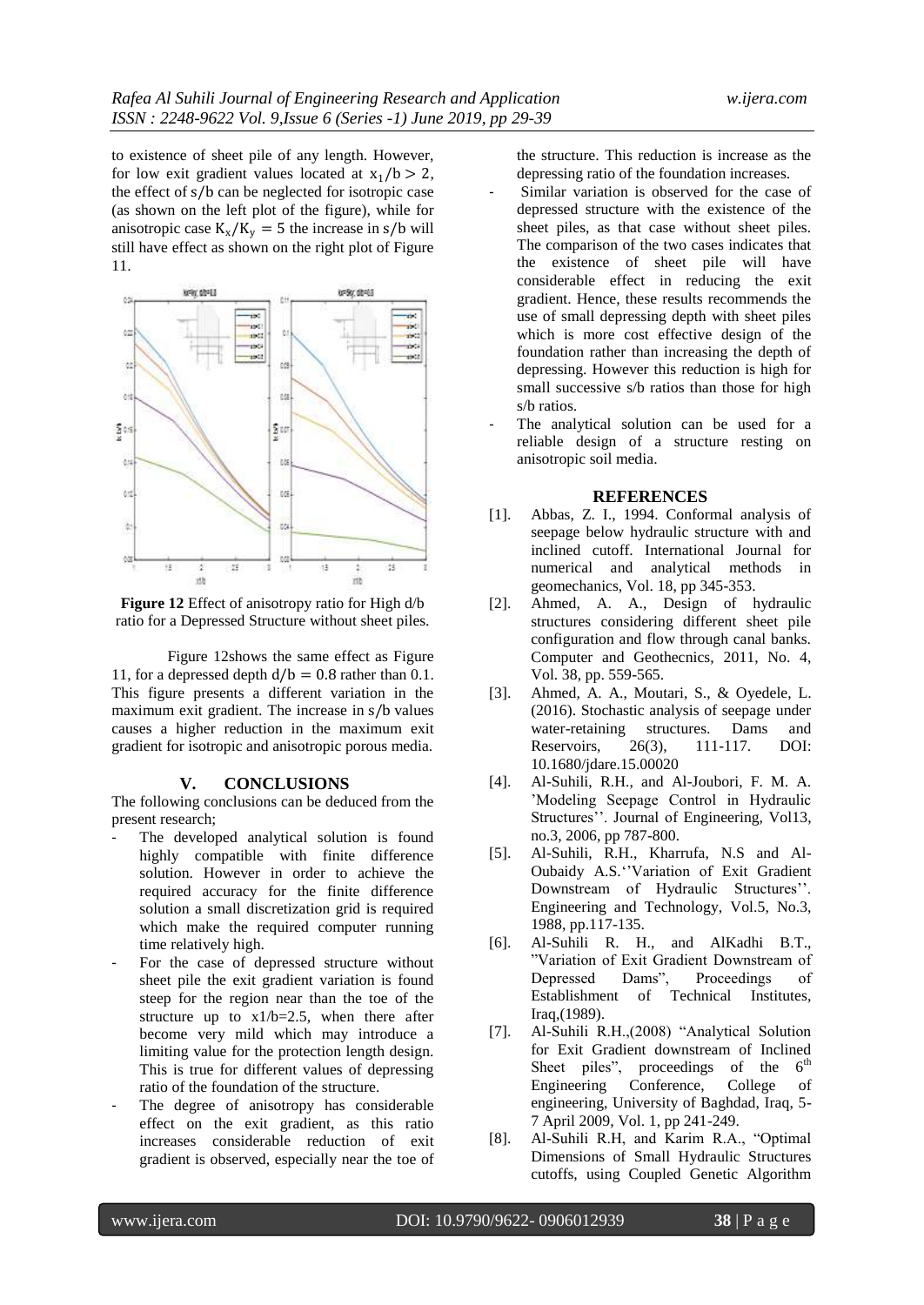to existence of sheet pile of any length. However, for low exit gradient values located at $x_1/b > 2$, the effect of $s/b$ can be neglected for isotropic case (as shown on the left plot of the figure), while for anisotropic case $K_x/K_y = 5$ the increase in $s/b$ will still have effect as shown on the right plot of Figure 11.

**Figure 12** Effect of anisotropy ratio for High d/b ratio for a Depressed Structure without sheet piles.

Figure 12shows the same effect as Figure 11, for a depressed depth $d/b = 0.8$ rather than 0.1. This figure presents a different variation in the maximum exit gradient. The increase in $s/b$ values causes a higher reduction in the maximum exit gradient for isotropic and anisotropic porous media.

## V. CONCLUSIONS

The following conclusions can be deduced from the present research;

- The developed analytical solution is found highly compatible with finite difference solution. However in order to achieve the required accuracy for the finite difference solution a small discretization grid is required which make the required computer running time relatively high.
- For the case of depressed structure without sheet pile the exit gradient variation is found steep for the region near than the toe of the structure up to x1/b=2.5, when there after become very mild which may introduce a limiting value for the protection length design. This is true for different values of depressing ratio of the foundation of the structure.
- The degree of anisotropy has considerable effect on the exit gradient, as this ratio increases considerable reduction of exit gradient is observed, especially near the toe of the structure. This reduction is increase as the depressing ratio of the foundation increases.
- Similar variation is observed for the case of depressed structure with the existence of the sheet piles, as that case without sheet piles. The comparison of the two cases indicates that the existence of sheet pile will have considerable effect in reducing the exit gradient. Hence, these results recommends the use of small depressing depth with sheet piles which is more cost effective design of the foundation rather than increasing the depth of depressing. However this reduction is high for small successive s/b ratios than those for high s/b ratios.
- The analytical solution can be used for a reliable design of a structure resting on anisotropic soil media.

## REFERENCES

[1]. Abbas, Z. I., 1994. Conformal analysis of seepage below hydraulic structure with and inclined cutoff. International Journal for numerical and analytical methods in geomechanics, Vol. 18, pp 345-353.

[2]. Ahmed, A. A., Design of hydraulic structures considering different sheet pile configuration and flow through canal banks. Computer and Geothecnics, 2011, No. 4, Vol. 38, pp. 559-565.

[3]. Ahmed, A. A., Moutari, S., & Oyedele, L. (2016). Stochastic analysis of seepage under water-retaining structures. Dams and Reservoirs, 26(3), 111-117. DOI: 10.1680/jdare.15.00020

[4]. Al-Suhili, R.H., and Al-Joubori, F. M. A. 'Modeling Seepage Control in Hydraulic Structures''. Journal of Engineering, Vol13, no.3, 2006, pp 787-800.

[5]. Al-Suhili, R.H., Kharrufa, N.S and Al-Oubaidy A.S.''Variation of Exit Gradient Downstream of Hydraulic Structures''. Engineering and Technology, Vol.5, No.3, 1988, pp.117-135.

[6]. Al-Suhili R. H., and AlKadhi B.T., "Variation of Exit Gradient Downstream of Depressed Dams", Proceedings of Establishment of Technical Institutes, Iraq,(1989).

[7]. Al-Suhili R.H.,(2008) "Analytical Solution for Exit Gradient downstream of Inclined Sheet piles", proceedings of the 6th Engineering Conference, College of engineering, University of Baghdad, Iraq, 5-7 April 2009, Vol. 1, pp 241-249.

[8]. Al-Suhili R.H, and Karim R.A., "Optimal Dimensions of Small Hydraulic Structures cutoffs, using Coupled Genetic Algorithm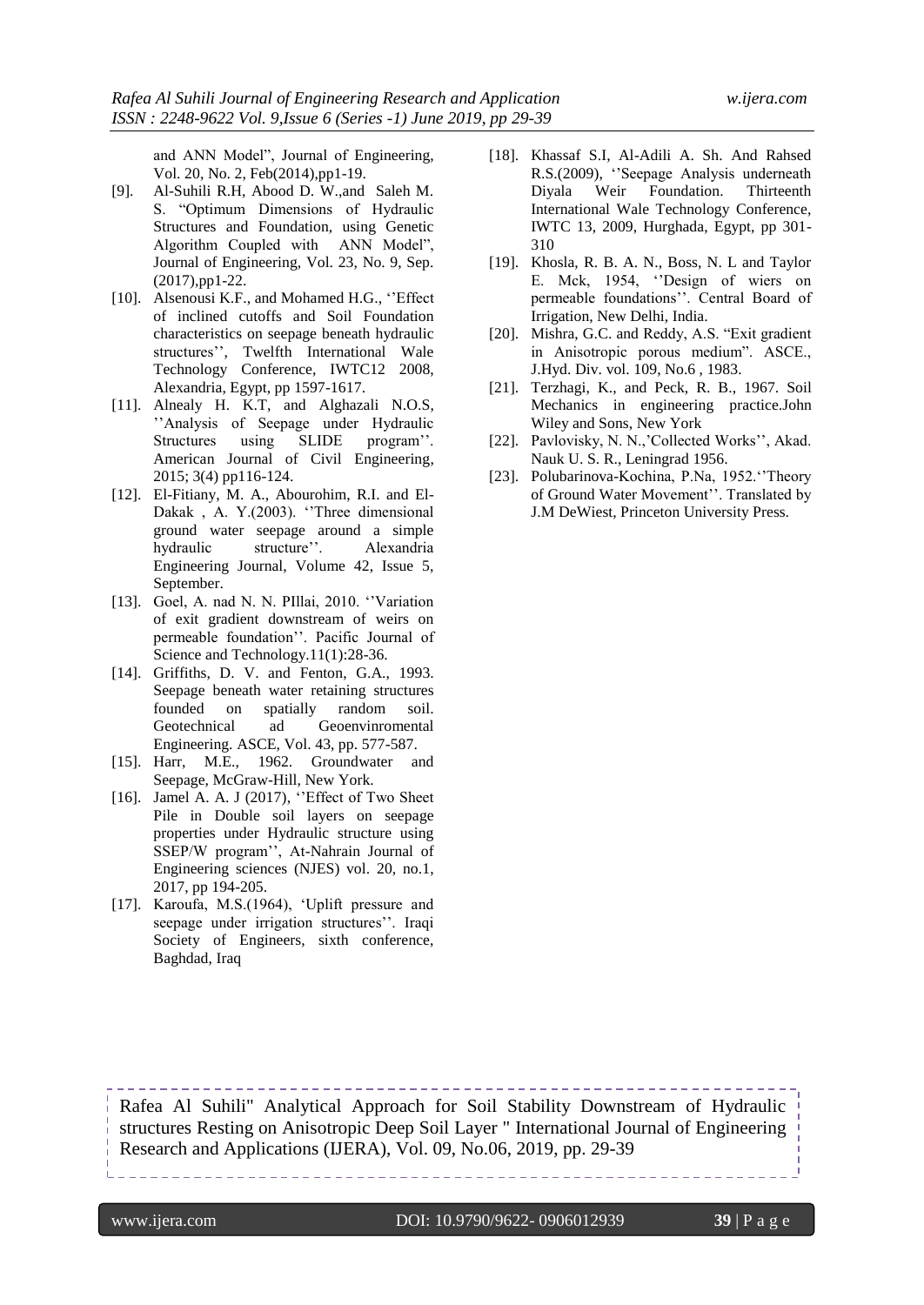and ANN Model", Journal of Engineering, Vol. 20, No. 2, Feb(2014),pp1-19.

[9]. Al-Suhili R.H, Abood D. W.,and Saleh M. S. "Optimum Dimensions of Hydraulic Structures and Foundation, using Genetic Algorithm Coupled with ANN Model", Journal of Engineering, Vol. 23, No. 9, Sep. (2017),pp1-22.

[10]. Alsenousi K.F., and Mohamed H.G., ''Effect of inclined cutoffs and Soil Foundation characteristics on seepage beneath hydraulic structures'', Twelfth International Wale Technology Conference, IWTC12 2008, Alexandria, Egypt, pp 1597-1617.

[11]. Alnealy H. K.T, and Alghazali N.O.S, ''Analysis of Seepage under Hydraulic Structures using SLIDE program''. American Journal of Civil Engineering, 2015; 3(4) pp116-124.

[12]. El-Fitiany, M. A., Abourohim, R.I. and El-Dakak , A. Y.(2003). ''Three dimensional ground water seepage around a simple hydraulic structure''. Alexandria Engineering Journal, Volume 42, Issue 5, September.

[13]. Goel, A. nad N. N. PIllai, 2010. ''Variation of exit gradient downstream of weirs on permeable foundation''. Pacific Journal of Science and Technology.11(1):28-36.

[14]. Griffiths, D. V. and Fenton, G.A., 1993. Seepage beneath water retaining structures founded on spatially random soil. Geotechnical ad Geoenvinromental Engineering. ASCE, Vol. 43, pp. 577-587.

[15]. Harr, M.E., 1962. Groundwater and Seepage, McGraw-Hill, New York.

[16]. Jamel A. A. J (2017), ''Effect of Two Sheet Pile in Double soil layers on seepage properties under Hydraulic structure using SSEP/W program'', At-Nahrain Journal of Engineering sciences (NJES) vol. 20, no.1, 2017, pp 194-205.

[17]. Karoufa, M.S.(1964), 'Uplift pressure and seepage under irrigation structures''. Iraqi Society of Engineers, sixth conference, Baghdad, Iraq

[18]. Khassaf S.I, Al-Adili A. Sh. And Rahsed R.S.(2009), ''Seepage Analysis underneath Diyala Weir Foundation. Thirteenth International Wale Technology Conference, IWTC 13, 2009, Hurghada, Egypt, pp 301-310

[19]. Khosla, R. B. A. N., Boss, N. L and Taylor E. Mck, 1954, ''Design of wiers on permeable foundations''. Central Board of Irrigation, New Delhi, India.

[20]. Mishra, G.C. and Reddy, A.S. "Exit gradient in Anisotropic porous medium". ASCE., J.Hyd. Div. vol. 109, No.6 , 1983.

[21]. Terzhagi, K., and Peck, R. B., 1967. Soil Mechanics in engineering practice.John Wiley and Sons, New York

[22]. Pavlovisky, N. N.,'Collected Works'', Akad. Nauk U. S. R., Leningrad 1956.

[23]. Polubarinova-Kochina, P.Na, 1952.''Theory of Ground Water Movement''. Translated by J.M DeWiest, Princeton University Press.

Rafea Al Suhili" Analytical Approach for Soil Stability Downstream of Hydraulic structures Resting on Anisotropic Deep Soil Layer " International Journal of Engineering Research and Applications (IJERA), Vol. 09, No.06, 2019, pp. 29-39